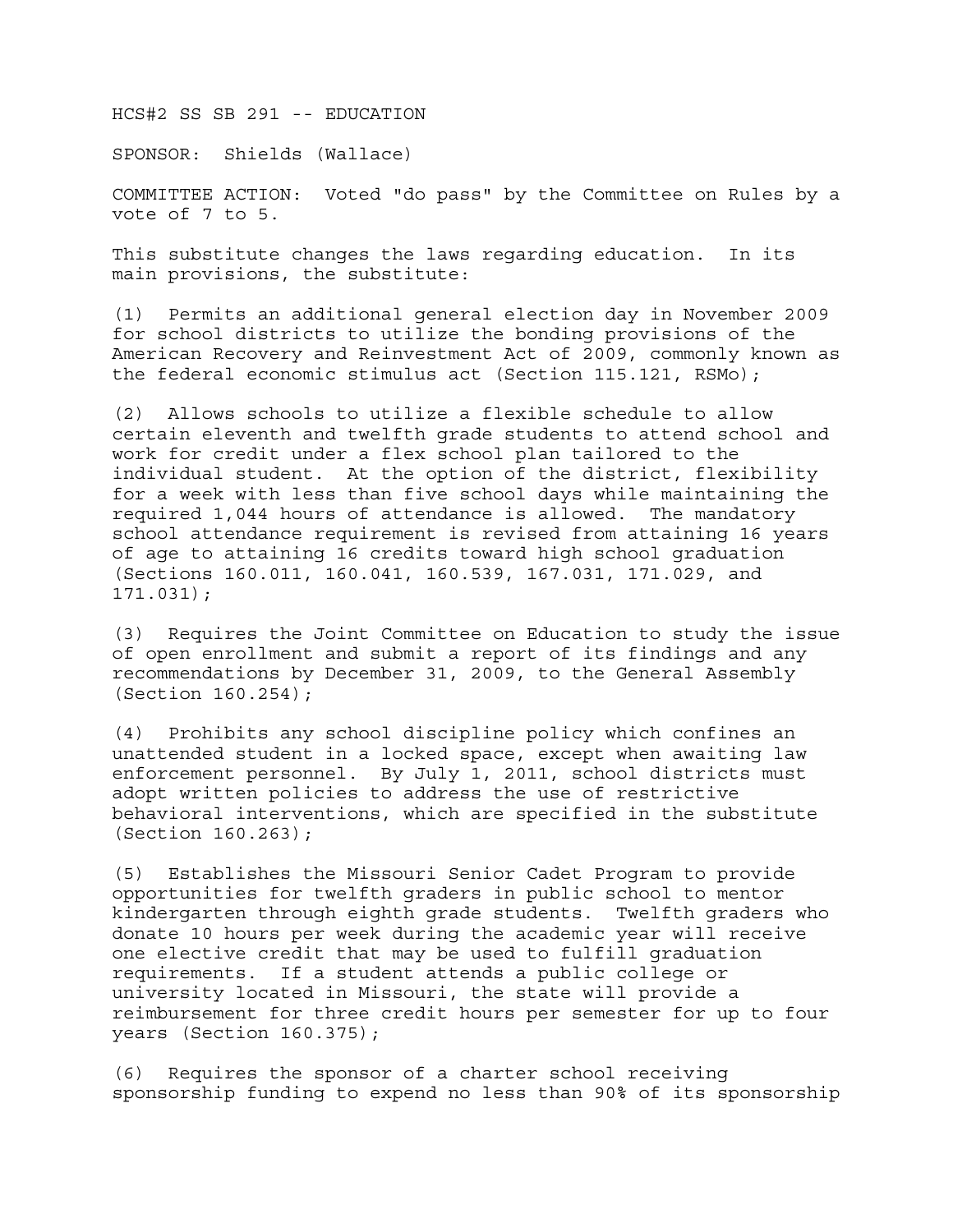HCS#2 SS SB 291 -- EDUCATION

SPONSOR: Shields (Wallace)

COMMITTEE ACTION: Voted "do pass" by the Committee on Rules by a vote of 7 to 5.

This substitute changes the laws regarding education. In its main provisions, the substitute:

(1) Permits an additional general election day in November 2009 for school districts to utilize the bonding provisions of the American Recovery and Reinvestment Act of 2009, commonly known as the federal economic stimulus act (Section 115.121, RSMo);

(2) Allows schools to utilize a flexible schedule to allow certain eleventh and twelfth grade students to attend school and work for credit under a flex school plan tailored to the individual student. At the option of the district, flexibility for a week with less than five school days while maintaining the required 1,044 hours of attendance is allowed. The mandatory school attendance requirement is revised from attaining 16 years of age to attaining 16 credits toward high school graduation (Sections 160.011, 160.041, 160.539, 167.031, 171.029, and 171.031);

(3) Requires the Joint Committee on Education to study the issue of open enrollment and submit a report of its findings and any recommendations by December 31, 2009, to the General Assembly (Section 160.254);

(4) Prohibits any school discipline policy which confines an unattended student in a locked space, except when awaiting law enforcement personnel. By July 1, 2011, school districts must adopt written policies to address the use of restrictive behavioral interventions, which are specified in the substitute (Section 160.263);

(5) Establishes the Missouri Senior Cadet Program to provide opportunities for twelfth graders in public school to mentor kindergarten through eighth grade students. Twelfth graders who donate 10 hours per week during the academic year will receive one elective credit that may be used to fulfill graduation requirements. If a student attends a public college or university located in Missouri, the state will provide a reimbursement for three credit hours per semester for up to four years (Section 160.375);

(6) Requires the sponsor of a charter school receiving sponsorship funding to expend no less than 90% of its sponsorship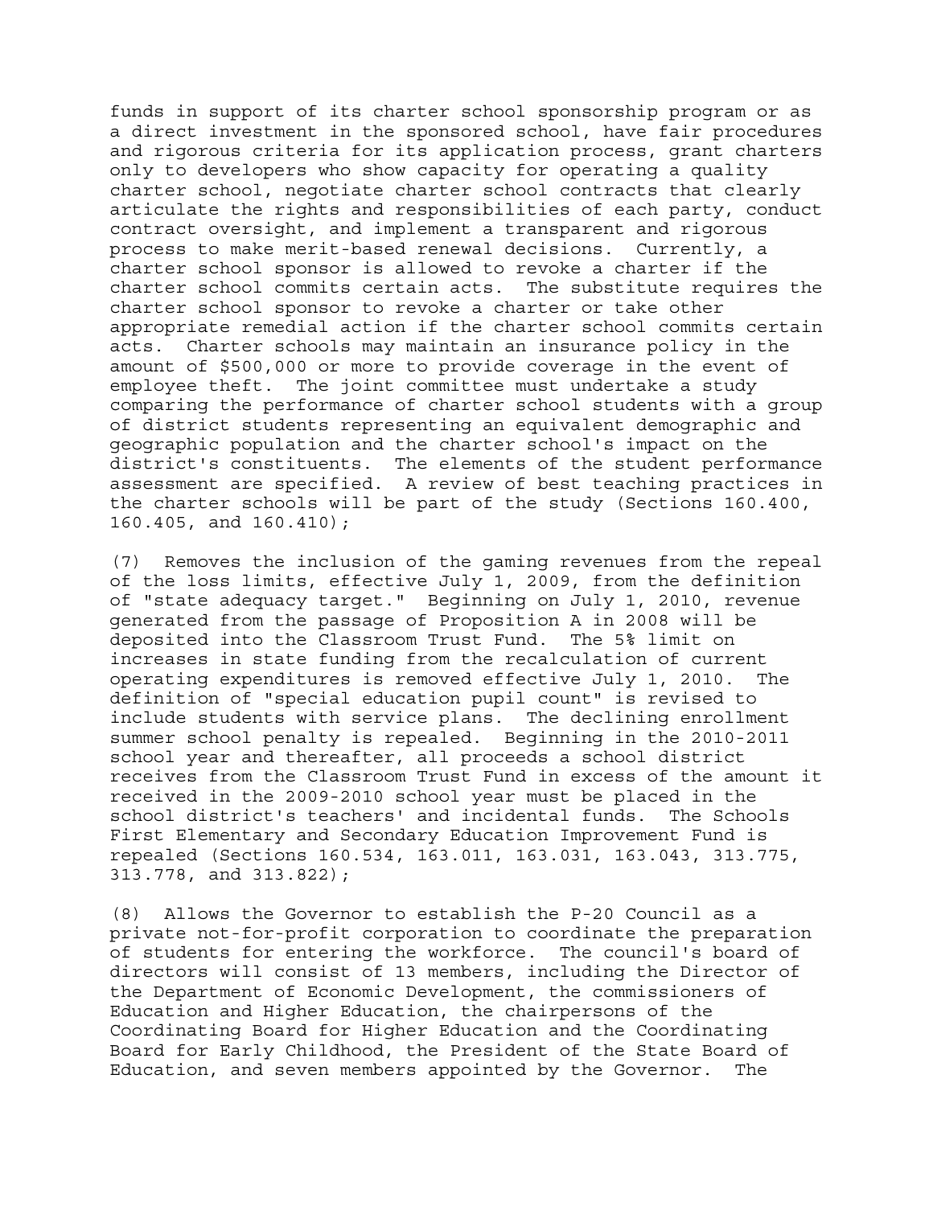funds in support of its charter school sponsorship program or as a direct investment in the sponsored school, have fair procedures and rigorous criteria for its application process, grant charters only to developers who show capacity for operating a quality charter school, negotiate charter school contracts that clearly articulate the rights and responsibilities of each party, conduct contract oversight, and implement a transparent and rigorous process to make merit-based renewal decisions. Currently, a charter school sponsor is allowed to revoke a charter if the charter school commits certain acts. The substitute requires the charter school sponsor to revoke a charter or take other appropriate remedial action if the charter school commits certain acts. Charter schools may maintain an insurance policy in the amount of $500,000 or more to provide coverage in the event of employee theft. The joint committee must undertake a study comparing the performance of charter school students with a group of district students representing an equivalent demographic and geographic population and the charter school's impact on the district's constituents. The elements of the student performance assessment are specified. A review of best teaching practices in the charter schools will be part of the study (Sections 160.400, 160.405, and 160.410);

(7) Removes the inclusion of the gaming revenues from the repeal of the loss limits, effective July 1, 2009, from the definition of "state adequacy target." Beginning on July 1, 2010, revenue generated from the passage of Proposition A in 2008 will be deposited into the Classroom Trust Fund. The 5% limit on increases in state funding from the recalculation of current operating expenditures is removed effective July 1, 2010. The definition of "special education pupil count" is revised to include students with service plans. The declining enrollment summer school penalty is repealed. Beginning in the 2010-2011 school year and thereafter, all proceeds a school district receives from the Classroom Trust Fund in excess of the amount it received in the 2009-2010 school year must be placed in the school district's teachers' and incidental funds. The Schools First Elementary and Secondary Education Improvement Fund is repealed (Sections 160.534, 163.011, 163.031, 163.043, 313.775, 313.778, and 313.822);

(8) Allows the Governor to establish the P-20 Council as a private not-for-profit corporation to coordinate the preparation of students for entering the workforce. The council's board of directors will consist of 13 members, including the Director of the Department of Economic Development, the commissioners of Education and Higher Education, the chairpersons of the Coordinating Board for Higher Education and the Coordinating Board for Early Childhood, the President of the State Board of Education, and seven members appointed by the Governor. The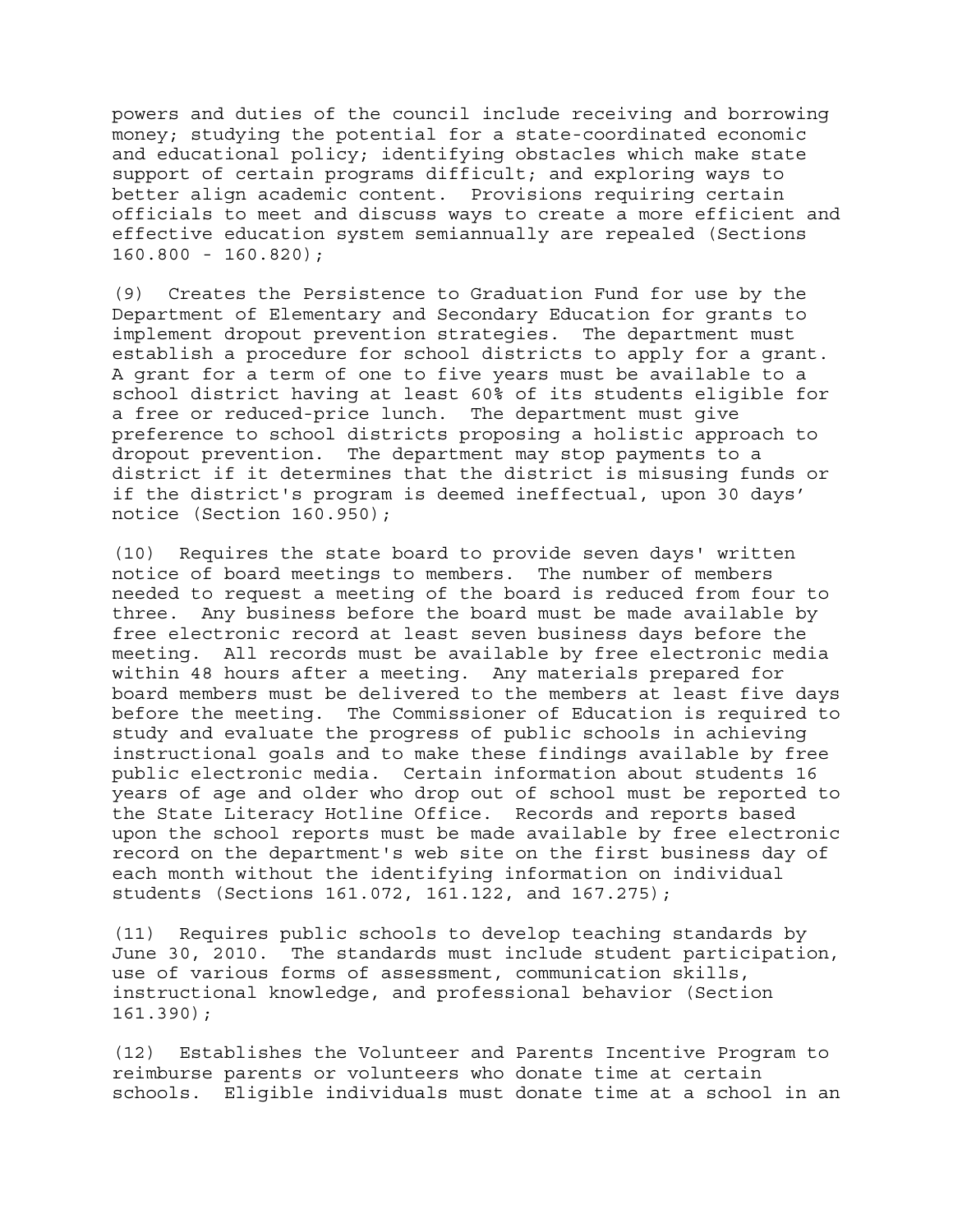powers and duties of the council include receiving and borrowing money; studying the potential for a state-coordinated economic and educational policy; identifying obstacles which make state support of certain programs difficult; and exploring ways to better align academic content. Provisions requiring certain officials to meet and discuss ways to create a more efficient and effective education system semiannually are repealed (Sections 160.800 - 160.820);

(9) Creates the Persistence to Graduation Fund for use by the Department of Elementary and Secondary Education for grants to implement dropout prevention strategies. The department must establish a procedure for school districts to apply for a grant. A grant for a term of one to five years must be available to a school district having at least 60% of its students eligible for a free or reduced-price lunch. The department must give preference to school districts proposing a holistic approach to dropout prevention. The department may stop payments to a district if it determines that the district is misusing funds or if the district's program is deemed ineffectual, upon 30 days' notice (Section 160.950);

(10) Requires the state board to provide seven days' written notice of board meetings to members. The number of members needed to request a meeting of the board is reduced from four to three. Any business before the board must be made available by free electronic record at least seven business days before the meeting. All records must be available by free electronic media within 48 hours after a meeting. Any materials prepared for board members must be delivered to the members at least five days before the meeting. The Commissioner of Education is required to study and evaluate the progress of public schools in achieving instructional goals and to make these findings available by free public electronic media. Certain information about students 16 years of age and older who drop out of school must be reported to the State Literacy Hotline Office. Records and reports based upon the school reports must be made available by free electronic record on the department's web site on the first business day of each month without the identifying information on individual students (Sections 161.072, 161.122, and 167.275);

(11) Requires public schools to develop teaching standards by June 30, 2010. The standards must include student participation, use of various forms of assessment, communication skills, instructional knowledge, and professional behavior (Section 161.390);

(12) Establishes the Volunteer and Parents Incentive Program to reimburse parents or volunteers who donate time at certain schools. Eligible individuals must donate time at a school in an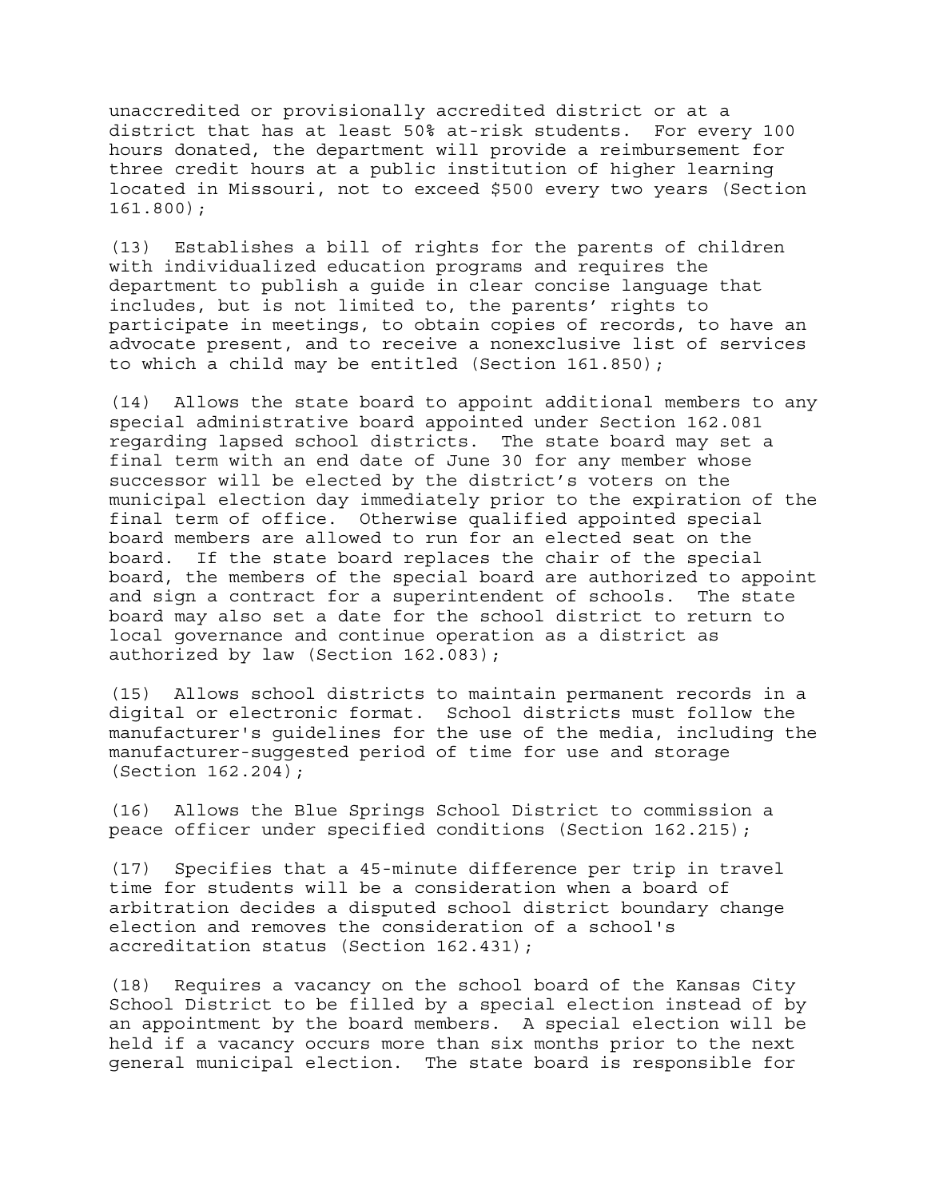unaccredited or provisionally accredited district or at a district that has at least 50% at-risk students. For every 100 hours donated, the department will provide a reimbursement for three credit hours at a public institution of higher learning located in Missouri, not to exceed $500 every two years (Section 161.800);

(13) Establishes a bill of rights for the parents of children with individualized education programs and requires the department to publish a guide in clear concise language that includes, but is not limited to, the parents' rights to participate in meetings, to obtain copies of records, to have an advocate present, and to receive a nonexclusive list of services to which a child may be entitled (Section 161.850);

(14) Allows the state board to appoint additional members to any special administrative board appointed under Section 162.081 regarding lapsed school districts. The state board may set a final term with an end date of June 30 for any member whose successor will be elected by the district's voters on the municipal election day immediately prior to the expiration of the final term of office. Otherwise qualified appointed special board members are allowed to run for an elected seat on the board. If the state board replaces the chair of the special board, the members of the special board are authorized to appoint and sign a contract for a superintendent of schools. The state board may also set a date for the school district to return to local governance and continue operation as a district as authorized by law (Section 162.083);

(15) Allows school districts to maintain permanent records in a digital or electronic format. School districts must follow the manufacturer's guidelines for the use of the media, including the manufacturer-suggested period of time for use and storage (Section 162.204);

(16) Allows the Blue Springs School District to commission a peace officer under specified conditions (Section 162.215);

(17) Specifies that a 45-minute difference per trip in travel time for students will be a consideration when a board of arbitration decides a disputed school district boundary change election and removes the consideration of a school's accreditation status (Section 162.431);

(18) Requires a vacancy on the school board of the Kansas City School District to be filled by a special election instead of by an appointment by the board members. A special election will be held if a vacancy occurs more than six months prior to the next general municipal election. The state board is responsible for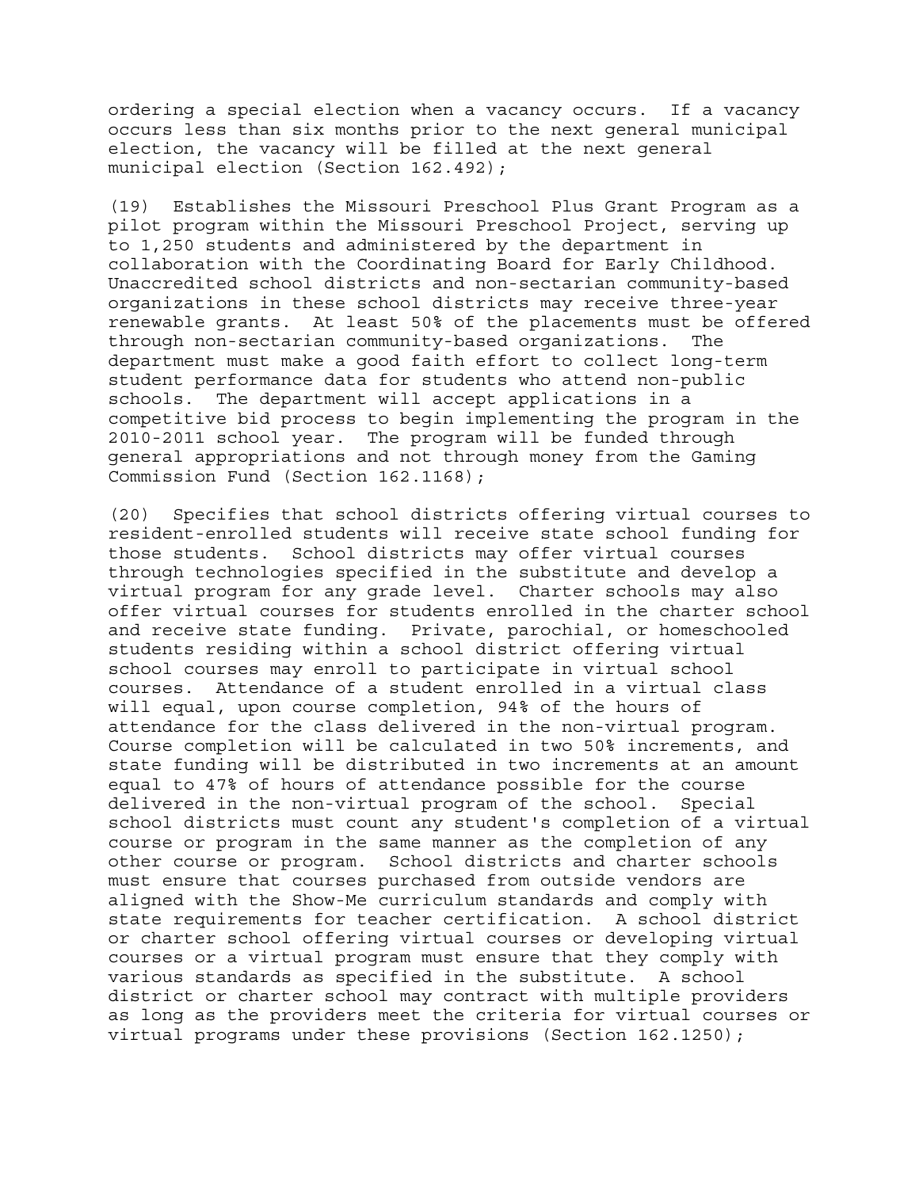ordering a special election when a vacancy occurs. If a vacancy occurs less than six months prior to the next general municipal election, the vacancy will be filled at the next general municipal election (Section 162.492);

(19) Establishes the Missouri Preschool Plus Grant Program as a pilot program within the Missouri Preschool Project, serving up to 1,250 students and administered by the department in collaboration with the Coordinating Board for Early Childhood. Unaccredited school districts and non-sectarian community-based organizations in these school districts may receive three-year renewable grants. At least 50% of the placements must be offered through non-sectarian community-based organizations. The department must make a good faith effort to collect long-term student performance data for students who attend non-public schools. The department will accept applications in a competitive bid process to begin implementing the program in the 2010-2011 school year. The program will be funded through general appropriations and not through money from the Gaming Commission Fund (Section 162.1168);

(20) Specifies that school districts offering virtual courses to resident-enrolled students will receive state school funding for those students. School districts may offer virtual courses through technologies specified in the substitute and develop a virtual program for any grade level. Charter schools may also offer virtual courses for students enrolled in the charter school and receive state funding. Private, parochial, or homeschooled students residing within a school district offering virtual school courses may enroll to participate in virtual school courses. Attendance of a student enrolled in a virtual class will equal, upon course completion, 94% of the hours of attendance for the class delivered in the non-virtual program. Course completion will be calculated in two 50% increments, and state funding will be distributed in two increments at an amount equal to 47% of hours of attendance possible for the course delivered in the non-virtual program of the school. Special school districts must count any student's completion of a virtual course or program in the same manner as the completion of any other course or program. School districts and charter schools must ensure that courses purchased from outside vendors are aligned with the Show-Me curriculum standards and comply with state requirements for teacher certification. A school district or charter school offering virtual courses or developing virtual courses or a virtual program must ensure that they comply with various standards as specified in the substitute. A school district or charter school may contract with multiple providers as long as the providers meet the criteria for virtual courses or virtual programs under these provisions (Section 162.1250);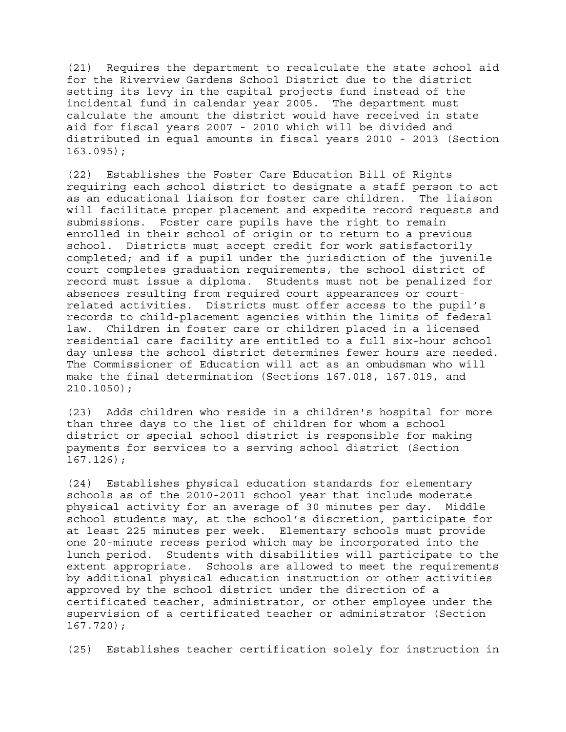(21) Requires the department to recalculate the state school aid for the Riverview Gardens School District due to the district setting its levy in the capital projects fund instead of the incidental fund in calendar year 2005. The department must calculate the amount the district would have received in state aid for fiscal years 2007 - 2010 which will be divided and distributed in equal amounts in fiscal years 2010 - 2013 (Section 163.095);

(22) Establishes the Foster Care Education Bill of Rights requiring each school district to designate a staff person to act as an educational liaison for foster care children. The liaison will facilitate proper placement and expedite record requests and submissions. Foster care pupils have the right to remain enrolled in their school of origin or to return to a previous school. Districts must accept credit for work satisfactorily completed; and if a pupil under the jurisdiction of the juvenile court completes graduation requirements, the school district of record must issue a diploma. Students must not be penalized for absences resulting from required court appearances or court-related activities. Districts must offer access to the pupil's records to child-placement agencies within the limits of federal law. Children in foster care or children placed in a licensed residential care facility are entitled to a full six-hour school day unless the school district determines fewer hours are needed. The Commissioner of Education will act as an ombudsman who will make the final determination (Sections 167.018, 167.019, and 210.1050);

(23) Adds children who reside in a children's hospital for more than three days to the list of children for whom a school district or special school district is responsible for making payments for services to a serving school district (Section 167.126);

(24) Establishes physical education standards for elementary schools as of the 2010-2011 school year that include moderate physical activity for an average of 30 minutes per day. Middle school students may, at the school's discretion, participate for at least 225 minutes per week. Elementary schools must provide one 20-minute recess period which may be incorporated into the lunch period. Students with disabilities will participate to the extent appropriate. Schools are allowed to meet the requirements by additional physical education instruction or other activities approved by the school district under the direction of a certificated teacher, administrator, or other employee under the supervision of a certificated teacher or administrator (Section 167.720);

(25) Establishes teacher certification solely for instruction in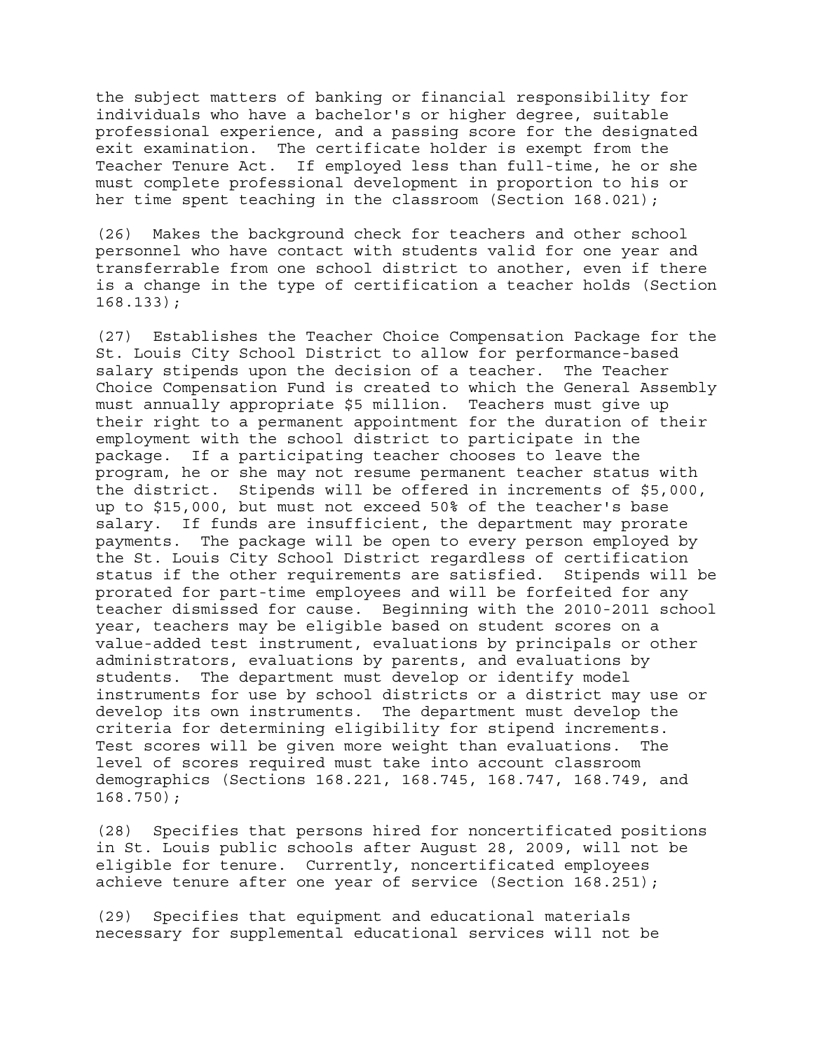the subject matters of banking or financial responsibility for individuals who have a bachelor's or higher degree, suitable professional experience, and a passing score for the designated exit examination. The certificate holder is exempt from the Teacher Tenure Act. If employed less than full-time, he or she must complete professional development in proportion to his or her time spent teaching in the classroom (Section 168.021);

(26) Makes the background check for teachers and other school personnel who have contact with students valid for one year and transferrable from one school district to another, even if there is a change in the type of certification a teacher holds (Section 168.133);

(27) Establishes the Teacher Choice Compensation Package for the St. Louis City School District to allow for performance-based salary stipends upon the decision of a teacher. The Teacher Choice Compensation Fund is created to which the General Assembly must annually appropriate $5 million. Teachers must give up their right to a permanent appointment for the duration of their employment with the school district to participate in the package. If a participating teacher chooses to leave the program, he or she may not resume permanent teacher status with the district. Stipends will be offered in increments of $5,000, up to $15,000, but must not exceed 50% of the teacher's base salary. If funds are insufficient, the department may prorate payments. The package will be open to every person employed by the St. Louis City School District regardless of certification status if the other requirements are satisfied. Stipends will be prorated for part-time employees and will be forfeited for any teacher dismissed for cause. Beginning with the 2010-2011 school year, teachers may be eligible based on student scores on a value-added test instrument, evaluations by principals or other administrators, evaluations by parents, and evaluations by students. The department must develop or identify model instruments for use by school districts or a district may use or develop its own instruments. The department must develop the criteria for determining eligibility for stipend increments. Test scores will be given more weight than evaluations. The level of scores required must take into account classroom demographics (Sections 168.221, 168.745, 168.747, 168.749, and 168.750);

(28) Specifies that persons hired for noncertificated positions in St. Louis public schools after August 28, 2009, will not be eligible for tenure. Currently, noncertificated employees achieve tenure after one year of service (Section 168.251);

(29) Specifies that equipment and educational materials necessary for supplemental educational services will not be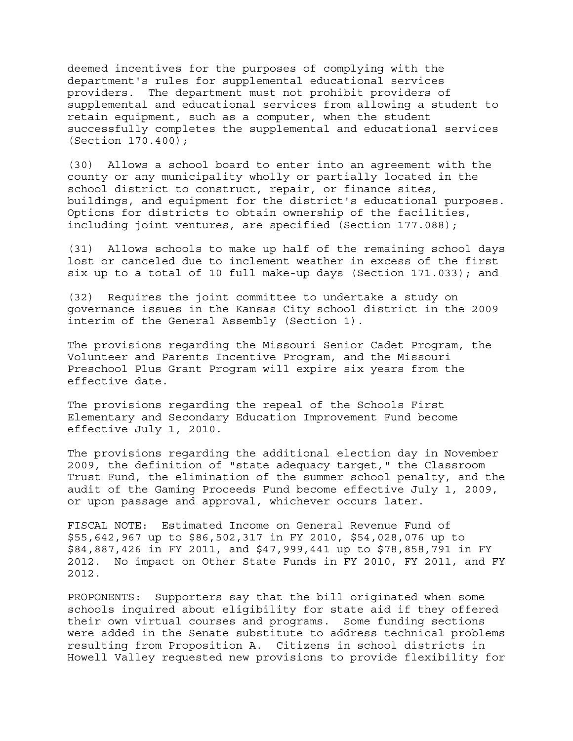deemed incentives for the purposes of complying with the department's rules for supplemental educational services providers. The department must not prohibit providers of supplemental and educational services from allowing a student to retain equipment, such as a computer, when the student successfully completes the supplemental and educational services (Section 170.400);

(30) Allows a school board to enter into an agreement with the county or any municipality wholly or partially located in the school district to construct, repair, or finance sites, buildings, and equipment for the district's educational purposes. Options for districts to obtain ownership of the facilities, including joint ventures, are specified (Section 177.088);

(31) Allows schools to make up half of the remaining school days lost or canceled due to inclement weather in excess of the first six up to a total of 10 full make-up days (Section 171.033); and

(32) Requires the joint committee to undertake a study on governance issues in the Kansas City school district in the 2009 interim of the General Assembly (Section 1).

The provisions regarding the Missouri Senior Cadet Program, the Volunteer and Parents Incentive Program, and the Missouri Preschool Plus Grant Program will expire six years from the effective date.

The provisions regarding the repeal of the Schools First Elementary and Secondary Education Improvement Fund become effective July 1, 2010.

The provisions regarding the additional election day in November 2009, the definition of "state adequacy target," the Classroom Trust Fund, the elimination of the summer school penalty, and the audit of the Gaming Proceeds Fund become effective July 1, 2009, or upon passage and approval, whichever occurs later.

FISCAL NOTE: Estimated Income on General Revenue Fund of $55,642,967 up to $86,502,317 in FY 2010, $54,028,076 up to $84,887,426 in FY 2011, and $47,999,441 up to $78,858,791 in FY 2012. No impact on Other State Funds in FY 2010, FY 2011, and FY 2012.

PROPONENTS: Supporters say that the bill originated when some schools inquired about eligibility for state aid if they offered their own virtual courses and programs. Some funding sections were added in the Senate substitute to address technical problems resulting from Proposition A. Citizens in school districts in Howell Valley requested new provisions to provide flexibility for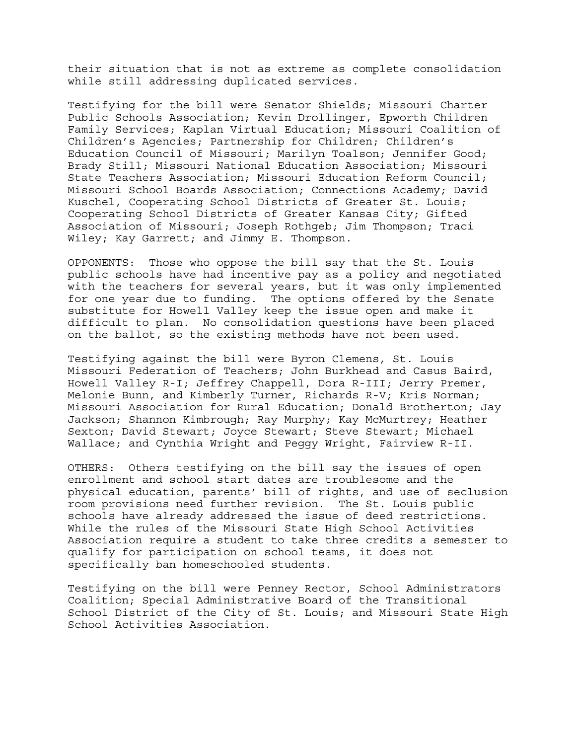their situation that is not as extreme as complete consolidation while still addressing duplicated services.

Testifying for the bill were Senator Shields; Missouri Charter Public Schools Association; Kevin Drollinger, Epworth Children Family Services; Kaplan Virtual Education; Missouri Coalition of Children's Agencies; Partnership for Children; Children's Education Council of Missouri; Marilyn Toalson; Jennifer Good; Brady Still; Missouri National Education Association; Missouri State Teachers Association; Missouri Education Reform Council; Missouri School Boards Association; Connections Academy; David Kuschel, Cooperating School Districts of Greater St. Louis; Cooperating School Districts of Greater Kansas City; Gifted Association of Missouri; Joseph Rothgeb; Jim Thompson; Traci Wiley; Kay Garrett; and Jimmy E. Thompson.

OPPONENTS: Those who oppose the bill say that the St. Louis public schools have had incentive pay as a policy and negotiated with the teachers for several years, but it was only implemented for one year due to funding. The options offered by the Senate substitute for Howell Valley keep the issue open and make it difficult to plan. No consolidation questions have been placed on the ballot, so the existing methods have not been used.

Testifying against the bill were Byron Clemens, St. Louis Missouri Federation of Teachers; John Burkhead and Casus Baird, Howell Valley R-I; Jeffrey Chappell, Dora R-III; Jerry Premer, Melonie Bunn, and Kimberly Turner, Richards R-V; Kris Norman; Missouri Association for Rural Education; Donald Brotherton; Jay Jackson; Shannon Kimbrough; Ray Murphy; Kay McMurtrey; Heather Sexton; David Stewart; Joyce Stewart; Steve Stewart; Michael Wallace; and Cynthia Wright and Peggy Wright, Fairview R-II.

OTHERS: Others testifying on the bill say the issues of open enrollment and school start dates are troublesome and the physical education, parents' bill of rights, and use of seclusion room provisions need further revision. The St. Louis public schools have already addressed the issue of deed restrictions. While the rules of the Missouri State High School Activities Association require a student to take three credits a semester to qualify for participation on school teams, it does not specifically ban homeschooled students.

Testifying on the bill were Penney Rector, School Administrators Coalition; Special Administrative Board of the Transitional School District of the City of St. Louis; and Missouri State High School Activities Association.